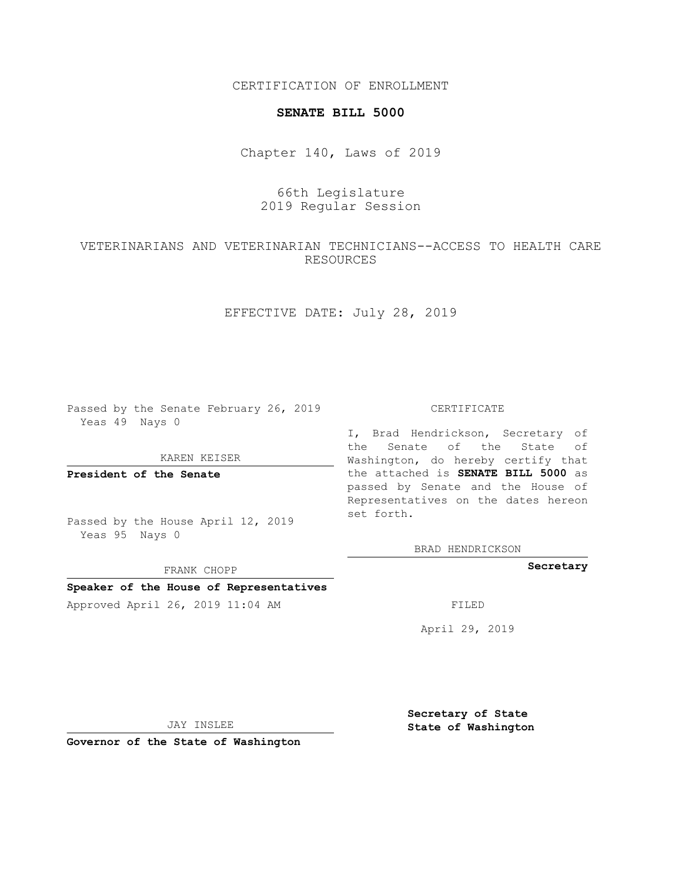CERTIFICATION OF ENROLLMENT

**SENATE BILL 5000**

Chapter 140, Laws of 2019

66th Legislature
2019 Regular Session

VETERINARIANS AND VETERINARIAN TECHNICIANS--ACCESS TO HEALTH CARE RESOURCES

EFFECTIVE DATE: July 28, 2019

Passed by the Senate February 26, 2019
Yeas 49 Nays 0

KAREN KEISER

**President of the Senate**

Passed by the House April 12, 2019
Yeas 95 Nays 0

FRANK CHOPP

**Speaker of the House of Representatives**

Approved April 26, 2019 11:04 AM

JAY INSLEE

**Governor of the State of Washington**

CERTIFICATE

I, Brad Hendrickson, Secretary of the Senate of the State of Washington, do hereby certify that the attached is **SENATE BILL 5000** as passed by Senate and the House of Representatives on the dates hereon set forth.

BRAD HENDRICKSON

**Secretary**

FILED

April 29, 2019

**Secretary of State**
**State of Washington**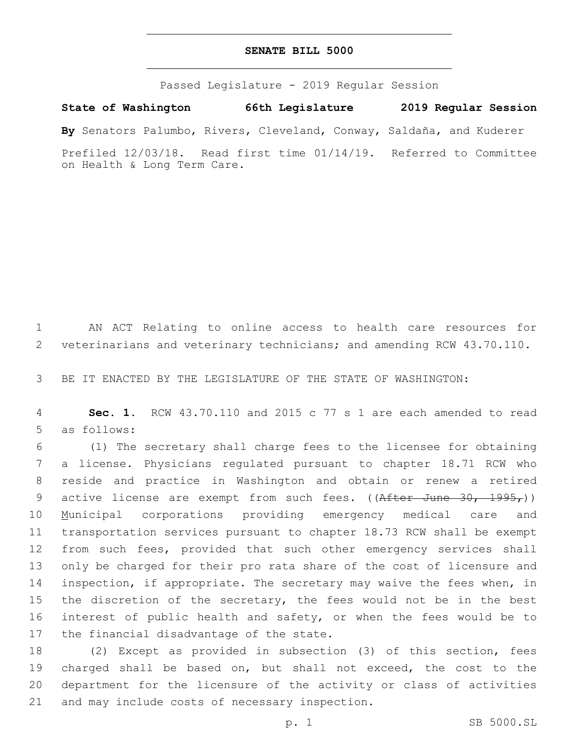# SENATE BILL 5000

Passed Legislature - 2019 Regular Session

**State of Washington 66th Legislature 2019 Regular Session**

**By** Senators Palumbo, Rivers, Cleveland, Conway, Saldaña, and Kuderer

Prefiled 12/03/18. Read first time 01/14/19. Referred to Committee on Health & Long Term Care.

1 AN ACT Relating to online access to health care resources for
2 veterinarians and veterinary technicians; and amending RCW 43.70.110.

3 BE IT ENACTED BY THE LEGISLATURE OF THE STATE OF WASHINGTON:

4 **Sec. 1.** RCW 43.70.110 and 2015 c 77 s 1 are each amended to read
5 as follows:

6 (1) The secretary shall charge fees to the licensee for obtaining
7 a license. Physicians regulated pursuant to chapter 18.71 RCW who
8 reside and practice in Washington and obtain or renew a retired
9 active license are exempt from such fees. ((~~After June 30, 1995,~~))
10 <u>M</u>unicipal corporations providing emergency medical care and
11 transportation services pursuant to chapter 18.73 RCW shall be exempt
12 from such fees, provided that such other emergency services shall
13 only be charged for their pro rata share of the cost of licensure and
14 inspection, if appropriate. The secretary may waive the fees when, in
15 the discretion of the secretary, the fees would not be in the best
16 interest of public health and safety, or when the fees would be to
17 the financial disadvantage of the state.

18 (2) Except as provided in subsection (3) of this section, fees
19 charged shall be based on, but shall not exceed, the cost to the
20 department for the licensure of the activity or class of activities
21 and may include costs of necessary inspection.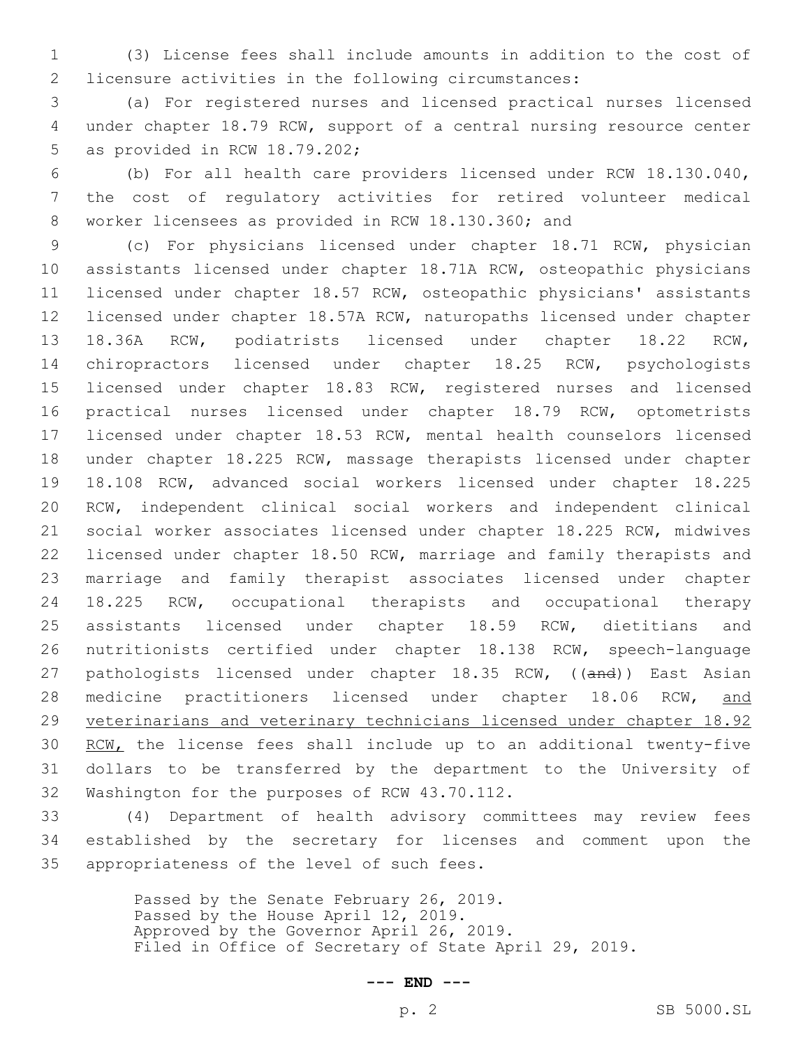(3) License fees shall include amounts in addition to the cost of licensure activities in the following circumstances:

(a) For registered nurses and licensed practical nurses licensed under chapter 18.79 RCW, support of a central nursing resource center as provided in RCW 18.79.202;

(b) For all health care providers licensed under RCW 18.130.040, the cost of regulatory activities for retired volunteer medical worker licensees as provided in RCW 18.130.360; and

(c) For physicians licensed under chapter 18.71 RCW, physician assistants licensed under chapter 18.71A RCW, osteopathic physicians licensed under chapter 18.57 RCW, osteopathic physicians' assistants licensed under chapter 18.57A RCW, naturopaths licensed under chapter 18.36A RCW, podiatrists licensed under chapter 18.22 RCW, chiropractors licensed under chapter 18.25 RCW, psychologists licensed under chapter 18.83 RCW, registered nurses and licensed practical nurses licensed under chapter 18.79 RCW, optometrists licensed under chapter 18.53 RCW, mental health counselors licensed under chapter 18.225 RCW, massage therapists licensed under chapter 18.108 RCW, advanced social workers licensed under chapter 18.225 RCW, independent clinical social workers and independent clinical social worker associates licensed under chapter 18.225 RCW, midwives licensed under chapter 18.50 RCW, marriage and family therapists and marriage and family therapist associates licensed under chapter 18.225 RCW, occupational therapists and occupational therapy assistants licensed under chapter 18.59 RCW, dietitians and nutritionists certified under chapter 18.138 RCW, speech-language pathologists licensed under chapter 18.35 RCW, ((~~and~~)) East Asian medicine practitioners licensed under chapter 18.06 RCW, <u>and veterinarians and veterinary technicians licensed under chapter 18.92 RCW,</u> the license fees shall include up to an additional twenty-five dollars to be transferred by the department to the University of Washington for the purposes of RCW 43.70.112.

(4) Department of health advisory committees may review fees established by the secretary for licenses and comment upon the appropriateness of the level of such fees.

Passed by the Senate February 26, 2019.
Passed by the House April 12, 2019.
Approved by the Governor April 26, 2019.
Filed in Office of Secretary of State April 29, 2019.

**--- END ---**